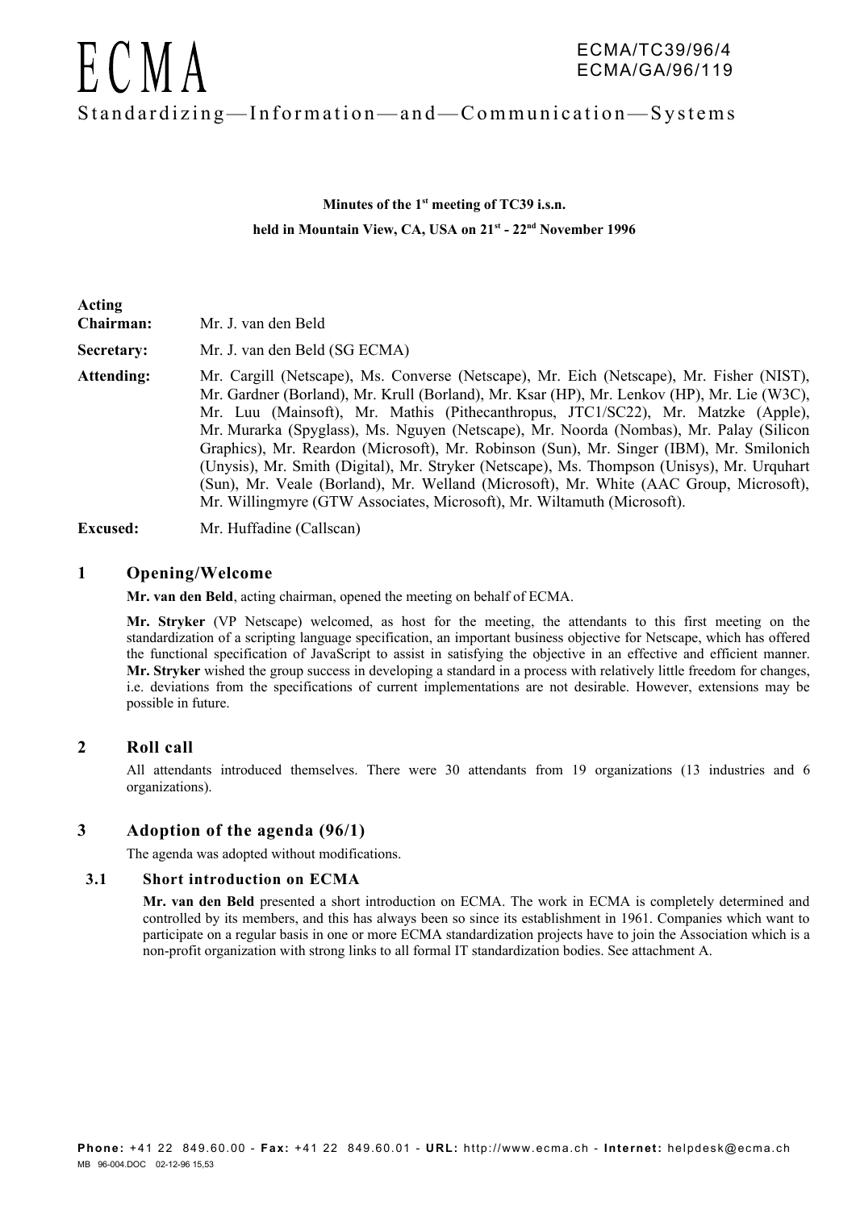# ECMA

ECMA/TC39/96/4
ECMA/GA/96/119

Standardizing—Information—and—Communication—Systems

**Minutes of the 1st meeting of TC39 i.s.n.**

**held in Mountain View, CA, USA on 21st - 22nd November 1996**

**Acting Chairman:** Mr. J. van den Beld

**Secretary:** Mr. J. van den Beld (SG ECMA)

**Attending:** Mr. Cargill (Netscape), Ms. Converse (Netscape), Mr. Eich (Netscape), Mr. Fisher (NIST), Mr. Gardner (Borland), Mr. Krull (Borland), Mr. Ksar (HP), Mr. Lenkov (HP), Mr. Lie (W3C), Mr. Luu (Mainsoft), Mr. Mathis (Pithecanthropus, JTC1/SC22), Mr. Matzke (Apple), Mr. Murarka (Spyglass), Ms. Nguyen (Netscape), Mr. Noorda (Nombas), Mr. Palay (Silicon Graphics), Mr. Reardon (Microsoft), Mr. Robinson (Sun), Mr. Singer (IBM), Mr. Smilonich (Unysis), Mr. Smith (Digital), Mr. Stryker (Netscape), Ms. Thompson (Unisys), Mr. Urquhart (Sun), Mr. Veale (Borland), Mr. Welland (Microsoft), Mr. White (AAC Group, Microsoft), Mr. Willingmyre (GTW Associates, Microsoft), Mr. Wiltamuth (Microsoft).

**Excused:** Mr. Huffadine (Callscan)

## 1 Opening/Welcome

**Mr. van den Beld**, acting chairman, opened the meeting on behalf of ECMA.

**Mr. Stryker** (VP Netscape) welcomed, as host for the meeting, the attendants to this first meeting on the standardization of a scripting language specification, an important business objective for Netscape, which has offered the functional specification of JavaScript to assist in satisfying the objective in an effective and efficient manner. **Mr. Stryker** wished the group success in developing a standard in a process with relatively little freedom for changes, i.e. deviations from the specifications of current implementations are not desirable. However, extensions may be possible in future.

## 2 Roll call

All attendants introduced themselves. There were 30 attendants from 19 organizations (13 industries and 6 organizations).

## 3 Adoption of the agenda (96/1)

The agenda was adopted without modifications.

### 3.1 Short introduction on ECMA

**Mr. van den Beld** presented a short introduction on ECMA. The work in ECMA is completely determined and controlled by its members, and this has always been so since its establishment in 1961. Companies which want to participate on a regular basis in one or more ECMA standardization projects have to join the Association which is a non-profit organization with strong links to all formal IT standardization bodies. See attachment A.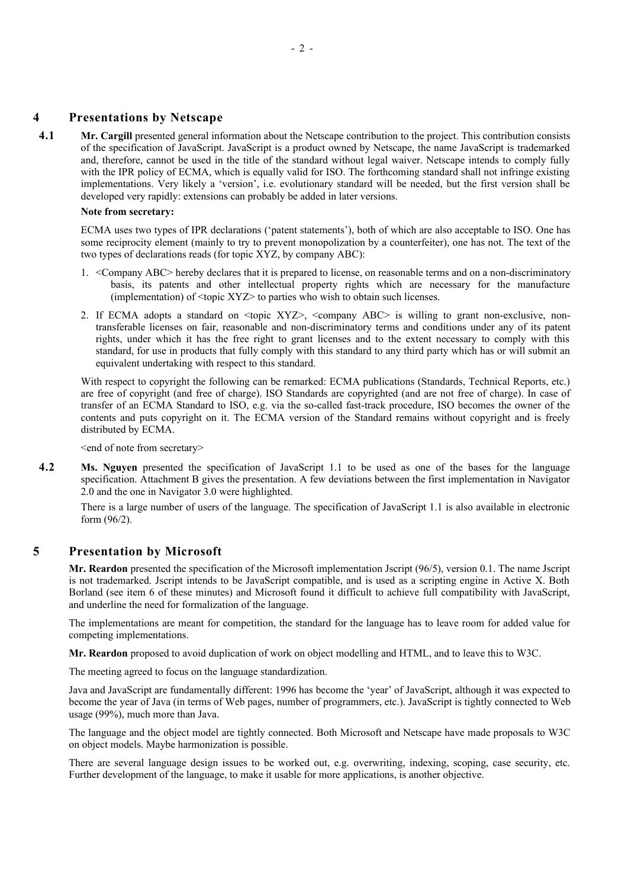## 4 Presentations by Netscape

**4.1** **Mr. Cargill** presented general information about the Netscape contribution to the project. This contribution consists of the specification of JavaScript. JavaScript is a product owned by Netscape, the name JavaScript is trademarked and, therefore, cannot be used in the title of the standard without legal waiver. Netscape intends to comply fully with the IPR policy of ECMA, which is equally valid for ISO. The forthcoming standard shall not infringe existing implementations. Very likely a 'version', i.e. evolutionary standard will be needed, but the first version shall be developed very rapidly: extensions can probably be added in later versions.

**Note from secretary:**

ECMA uses two types of IPR declarations ('patent statements'), both of which are also acceptable to ISO. One has some reciprocity element (mainly to try to prevent monopolization by a counterfeiter), one has not. The text of the two types of declarations reads (for topic XYZ, by company ABC):

1. <Company ABC> hereby declares that it is prepared to license, on reasonable terms and on a non-discriminatory basis, its patents and other intellectual property rights which are necessary for the manufacture (implementation) of <topic XYZ> to parties who wish to obtain licenses.
2. If ECMA adopts a standard on <topic XYZ>, <company ABC> is willing to grant non-exclusive, non-transferable licenses on fair, reasonable and non-discriminatory terms and conditions under any of its patent rights, under which it has the free right to grant licenses and to the extent necessary to comply with this standard, for use in products that fully comply with this standard to any third party which has or will submit an equivalent undertaking with respect to this standard.

With respect to copyright the following can be remarked: ECMA publications (Standards, Technical Reports, etc.) are free of copyright (and free of charge). ISO Standards are copyrighted (and are not free of charge). In case of transfer of an ECMA Standard to ISO, e.g. via the so-called fast-track procedure, ISO becomes the owner of the contents and puts copyright on it. The ECMA version of the Standard remains without copyright and is freely distributed by ECMA.

<end of note from secretary>

**4.2** **Ms. Nguyen** presented the specification of JavaScript 1.1 to be used as one of the bases for the language specification. Attachment B gives the presentation. A few deviations between the first implementation in Navigator 2.0 and the one in Navigator 3.0 were highlighted.

There is a large number of users of the language. The specification of JavaScript 1.1 is also available in electronic form (96/2).

## 5 Presentation by Microsoft

**Mr. Reardon** presented the specification of the Microsoft implementation Jscript (96/5), version 0.1. The name Jscript is not trademarked. Jscript intends to be JavaScript compatible, and is used as a scripting engine in Active X. Both Borland (see item 6 of these minutes) and Microsoft found it difficult to achieve full compatibility with JavaScript, and underline the need for formalization of the language.

The implementations are meant for competition, the standard for the language has to leave room for added value for competing implementations.

**Mr. Reardon** proposed to avoid duplication of work on object modelling and HTML, and to leave this to W3C.

The meeting agreed to focus on the language standardization.

Java and JavaScript are fundamentally different: 1996 has become the 'year' of JavaScript, although it was expected to become the year of Java (in terms of Web pages, number of programmers, etc.). JavaScript is tightly connected to Web usage (99%), much more than Java.

The language and the object model are tightly connected. Both Microsoft and Netscape have made proposals to W3C on object models. Maybe harmonization is possible.

There are several language design issues to be worked out, e.g. overwriting, indexing, scoping, case security, etc. Further development of the language, to make it usable for more applications, is another objective.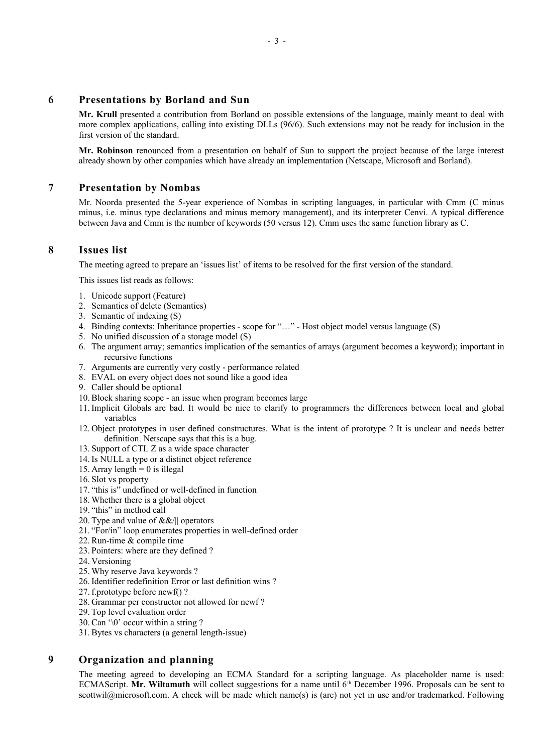## 6 Presentations by Borland and Sun

**Mr. Krull** presented a contribution from Borland on possible extensions of the language, mainly meant to deal with more complex applications, calling into existing DLLs (96/6). Such extensions may not be ready for inclusion in the first version of the standard.

**Mr. Robinson** renounced from a presentation on behalf of Sun to support the project because of the large interest already shown by other companies which have already an implementation (Netscape, Microsoft and Borland).

## 7 Presentation by Nombas

Mr. Noorda presented the 5-year experience of Nombas in scripting languages, in particular with Cmm (C minus minus, i.e. minus type declarations and minus memory management), and its interpreter Cenvi. A typical difference between Java and Cmm is the number of keywords (50 versus 12). Cmm uses the same function library as C.

## 8 Issues list

The meeting agreed to prepare an 'issues list' of items to be resolved for the first version of the standard.

This issues list reads as follows:

1. Unicode support (Feature)
2. Semantics of delete (Semantics)
3. Semantic of indexing (S)
4. Binding contexts: Inheritance properties - scope for "…" - Host object model versus language (S)
5. No unified discussion of a storage model (S)
6. The argument array; semantics implication of the semantics of arrays (argument becomes a keyword); important in recursive functions
7. Arguments are currently very costly - performance related
8. EVAL on every object does not sound like a good idea
9. Caller should be optional
10. Block sharing scope - an issue when program becomes large
11. Implicit Globals are bad. It would be nice to clarify to programmers the differences between local and global variables
12. Object prototypes in user defined constructures. What is the intent of prototype ? It is unclear and needs better definition. Netscape says that this is a bug.
13. Support of CTL Z as a wide space character
14. Is NULL a type or a distinct object reference
15. Array length = 0 is illegal
16. Slot vs property
17. "this is" undefined or well-defined in function
18. Whether there is a global object
19. "this" in method call
20. Type and value of &&/|| operators
21. "For/in" loop enumerates properties in well-defined order
22. Run-time & compile time
23. Pointers: where are they defined ?
24. Versioning
25. Why reserve Java keywords ?
26. Identifier redefinition Error or last definition wins ?
27. f.prototype before newf() ?
28. Grammar per constructor not allowed for newf ?
29. Top level evaluation order
30. Can '\0' occur within a string ?
31. Bytes vs characters (a general length-issue)

## 9 Organization and planning

The meeting agreed to developing an ECMA Standard for a scripting language. As placeholder name is used: ECMAScript. **Mr. Wiltamuth** will collect suggestions for a name until 6th December 1996. Proposals can be sent to scottwil@microsoft.com. A check will be made which name(s) is (are) not yet in use and/or trademarked. Following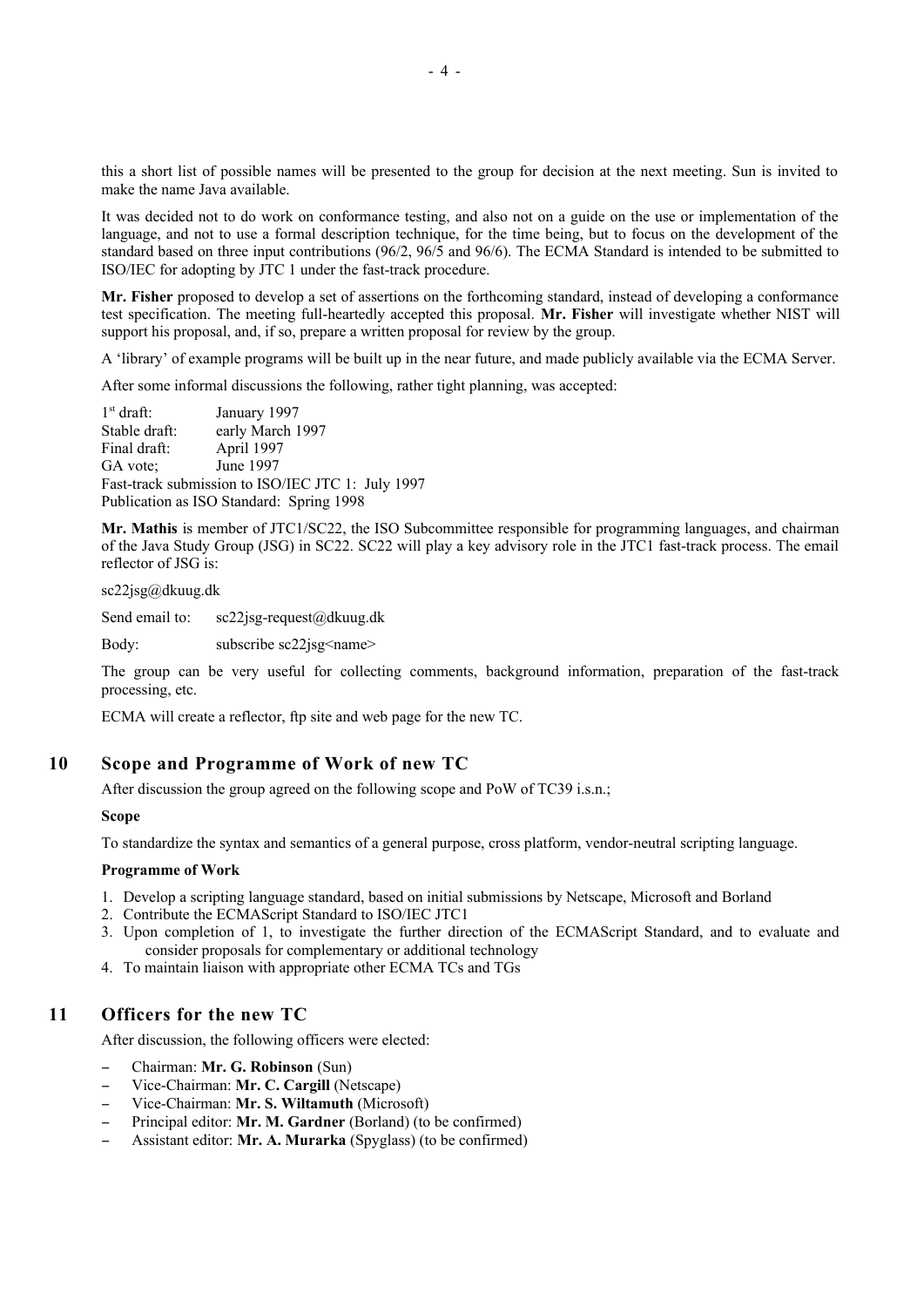this a short list of possible names will be presented to the group for decision at the next meeting. Sun is invited to make the name Java available.

It was decided not to do work on conformance testing, and also not on a guide on the use or implementation of the language, and not to use a formal description technique, for the time being, but to focus on the development of the standard based on three input contributions (96/2, 96/5 and 96/6). The ECMA Standard is intended to be submitted to ISO/IEC for adopting by JTC 1 under the fast-track procedure.

**Mr. Fisher** proposed to develop a set of assertions on the forthcoming standard, instead of developing a conformance test specification. The meeting full-heartedly accepted this proposal. **Mr. Fisher** will investigate whether NIST will support his proposal, and, if so, prepare a written proposal for review by the group.

A 'library' of example programs will be built up in the near future, and made publicly available via the ECMA Server.

After some informal discussions the following, rather tight planning, was accepted:

1st draft: January 1997
Stable draft: early March 1997
Final draft: April 1997
GA vote; June 1997
Fast-track submission to ISO/IEC JTC 1: July 1997
Publication as ISO Standard: Spring 1998

**Mr. Mathis** is member of JTC1/SC22, the ISO Subcommittee responsible for programming languages, and chairman of the Java Study Group (JSG) in SC22. SC22 will play a key advisory role in the JTC1 fast-track process. The email reflector of JSG is:

sc22jsg@dkuug.dk

Send email to: sc22jsg-request@dkuug.dk

Body: subscribe sc22jsg<name>

The group can be very useful for collecting comments, background information, preparation of the fast-track processing, etc.

ECMA will create a reflector, ftp site and web page for the new TC.

## 10 Scope and Programme of Work of new TC

After discussion the group agreed on the following scope and PoW of TC39 i.s.n.;

**Scope**

To standardize the syntax and semantics of a general purpose, cross platform, vendor-neutral scripting language.

**Programme of Work**

1. Develop a scripting language standard, based on initial submissions by Netscape, Microsoft and Borland
2. Contribute the ECMAScript Standard to ISO/IEC JTC1
3. Upon completion of 1, to investigate the further direction of the ECMAScript Standard, and to evaluate and consider proposals for complementary or additional technology
4. To maintain liaison with appropriate other ECMA TCs and TGs

## 11 Officers for the new TC

After discussion, the following officers were elected:

- Chairman: **Mr. G. Robinson** (Sun)
- Vice-Chairman: **Mr. C. Cargill** (Netscape)
- Vice-Chairman: **Mr. S. Wiltamuth** (Microsoft)
- Principal editor: **Mr. M. Gardner** (Borland) (to be confirmed)
- Assistant editor: **Mr. A. Murarka** (Spyglass) (to be confirmed)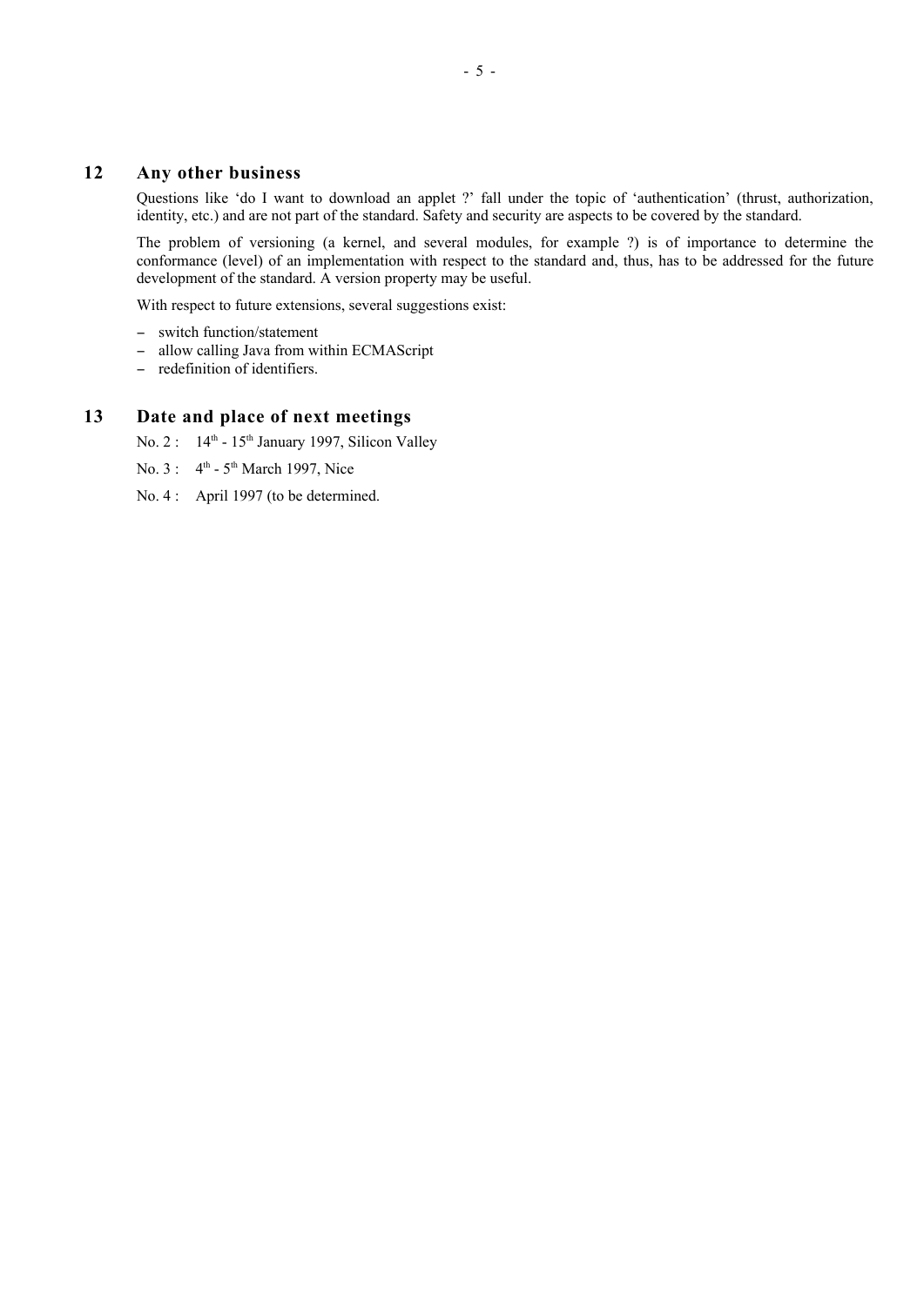## 12 Any other business

Questions like 'do I want to download an applet ?' fall under the topic of 'authentication' (thrust, authorization, identity, etc.) and are not part of the standard. Safety and security are aspects to be covered by the standard.

The problem of versioning (a kernel, and several modules, for example ?) is of importance to determine the conformance (level) of an implementation with respect to the standard and, thus, has to be addressed for the future development of the standard. A version property may be useful.

With respect to future extensions, several suggestions exist:

- switch function/statement
- allow calling Java from within ECMAScript
- redefinition of identifiers.

## 13 Date and place of next meetings

No. 2 : 14th - 15th January 1997, Silicon Valley

No. 3 : 4th - 5th March 1997, Nice

No. 4 : April 1997 (to be determined.